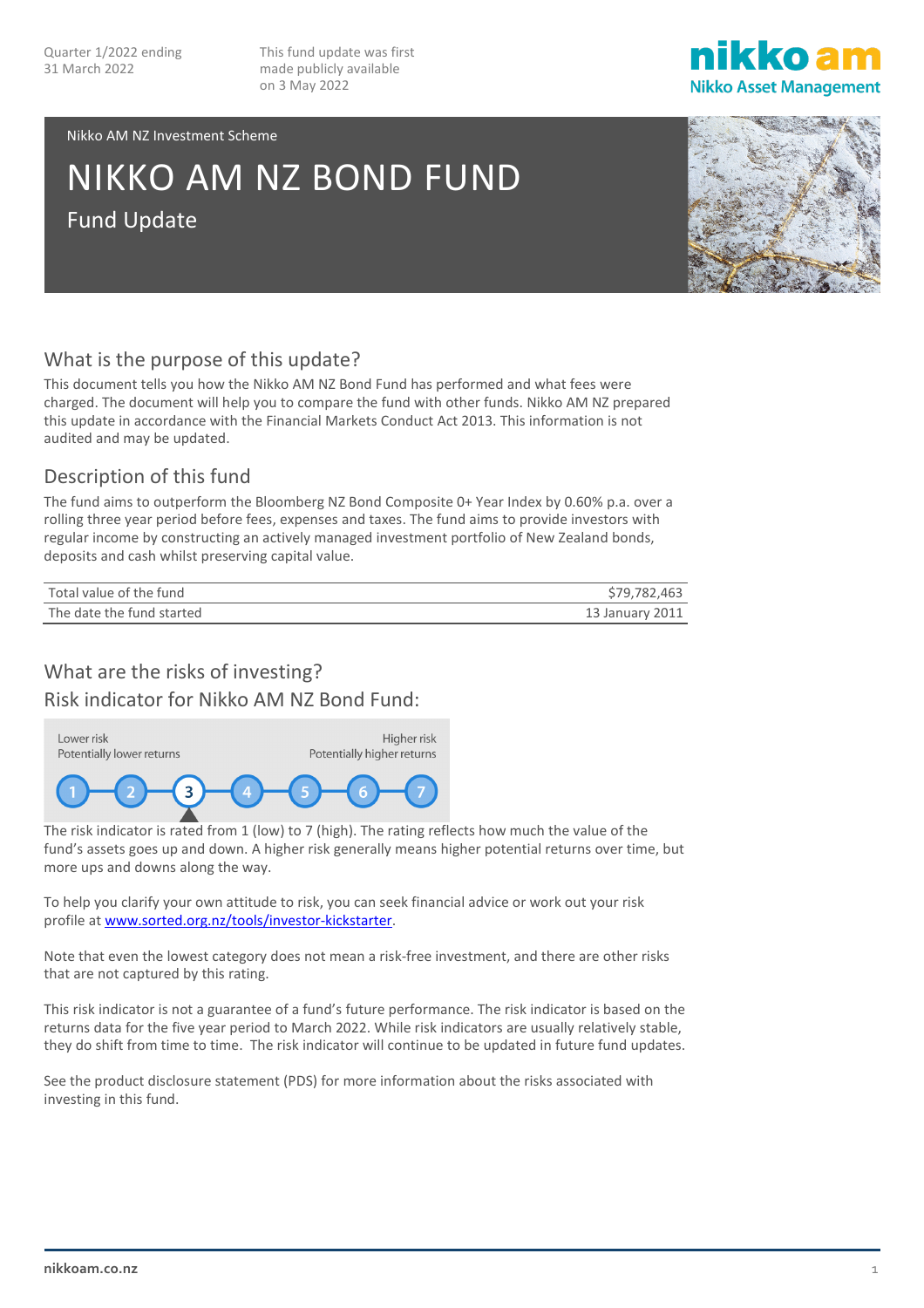Quarter 1/2022 ending 31 March 2022

This fund update was first made publicly available on 3 May 2022

Nikko AM NZ Investment Scheme

# NIKKO AM NZ BOND FUND

## Fund Update

## What is the purpose of this update?

This document tells you how the Nikko AM NZ Bond Fund has performed and what fees were charged. The document will help you to compare the fund with other funds. Nikko AM NZ prepared this update in accordance with the Financial Markets Conduct Act 2013. This information is not audited and may be updated.

## Description of this fund

The fund aims to outperform the Bloomberg NZ Bond Composite 0+ Year Index by 0.60% p.a. over a rolling three year period before fees, expenses and taxes. The fund aims to provide investors with regular income by constructing an actively managed investment portfolio of New Zealand bonds, deposits and cash whilst preserving capital value.

| | |
|---|---|
| Total value of the fund | $79,782,463 |
| The date the fund started | 13 January 2011 |

## What are the risks of investing?

### Risk indicator for Nikko AM NZ Bond Fund:

Lower risk — Potentially lower returns | Higher risk — Potentially higher returns

1 2 **3** 4 5 6 7

The risk indicator is rated from 1 (low) to 7 (high). The rating reflects how much the value of the fund's assets goes up and down. A higher risk generally means higher potential returns over time, but more ups and downs along the way.

To help you clarify your own attitude to risk, you can seek financial advice or work out your risk profile at [www.sorted.org.nz/tools/investor-kickstarter](www.sorted.org.nz/tools/investor-kickstarter).

Note that even the lowest category does not mean a risk-free investment, and there are other risks that are not captured by this rating.

This risk indicator is not a guarantee of a fund's future performance. The risk indicator is based on the returns data for the five year period to March 2022. While risk indicators are usually relatively stable, they do shift from time to time. The risk indicator will continue to be updated in future fund updates.

See the product disclosure statement (PDS) for more information about the risks associated with investing in this fund.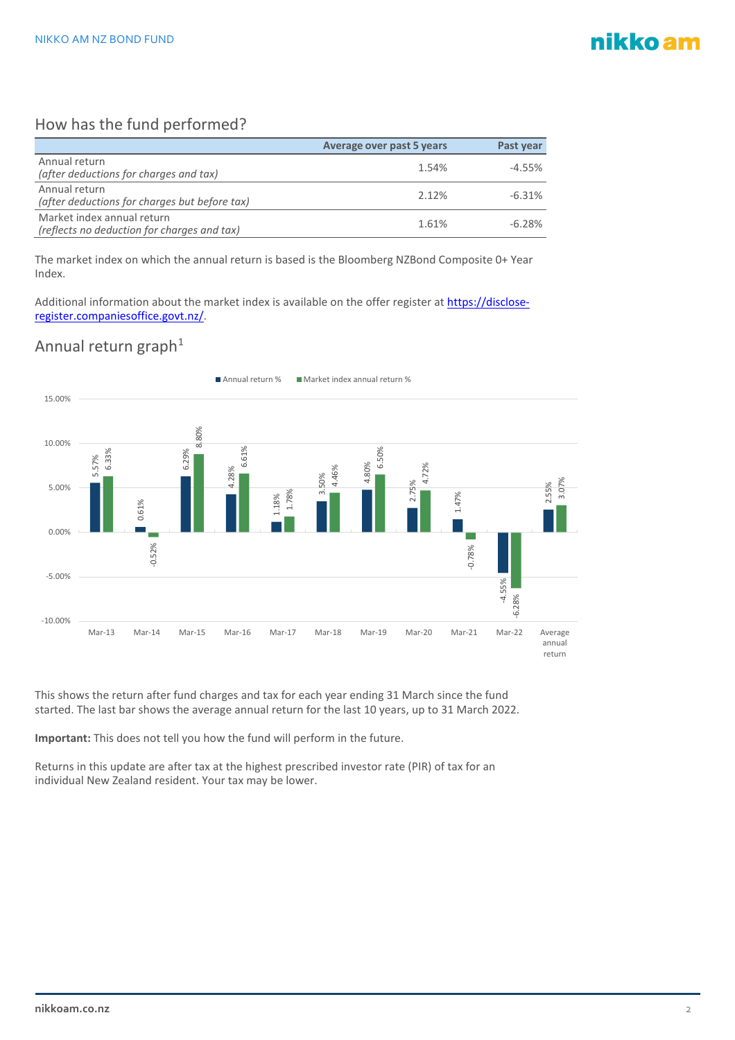## How has the fund performed?

| | Average over past 5 years | Past year |
|---|---|---|
| Annual return *(after deductions for charges and tax)* | 1.54% | -4.55% |
| Annual return *(after deductions for charges but before tax)* | 2.12% | -6.31% |
| Market index annual return *(reflects no deduction for charges and tax)* | 1.61% | -6.28% |

The market index on which the annual return is based is the Bloomberg NZBond Composite 0+ Year Index.

Additional information about the market index is available on the offer register at https://disclose-register.companiesoffice.govt.nz/.

## Annual return graph[1]

| | Annual return % | Market index annual return % |
|---|---|---|
| Mar-13 | 5.57% | 6.33% |
| Mar-14 | 0.61% | -0.52% |
| Mar-15 | 6.29% | 8.80% |
| Mar-16 | 4.28% | 6.61% |
| Mar-17 | 1.18% | 1.78% |
| Mar-18 | 3.50% | 4.46% |
| Mar-19 | 4.80% | 6.50% |
| Mar-20 | 2.75% | 4.72% |
| Mar-21 | 1.47% | -0.78% |
| Mar-22 | -4.55% | -6.28% |
| Average annual return | 2.55% | 3.07% |

This shows the return after fund charges and tax for each year ending 31 March since the fund started. The last bar shows the average annual return for the last 10 years, up to 31 March 2022.

**Important:** This does not tell you how the fund will perform in the future.

Returns in this update are after tax at the highest prescribed investor rate (PIR) of tax for an individual New Zealand resident. Your tax may be lower.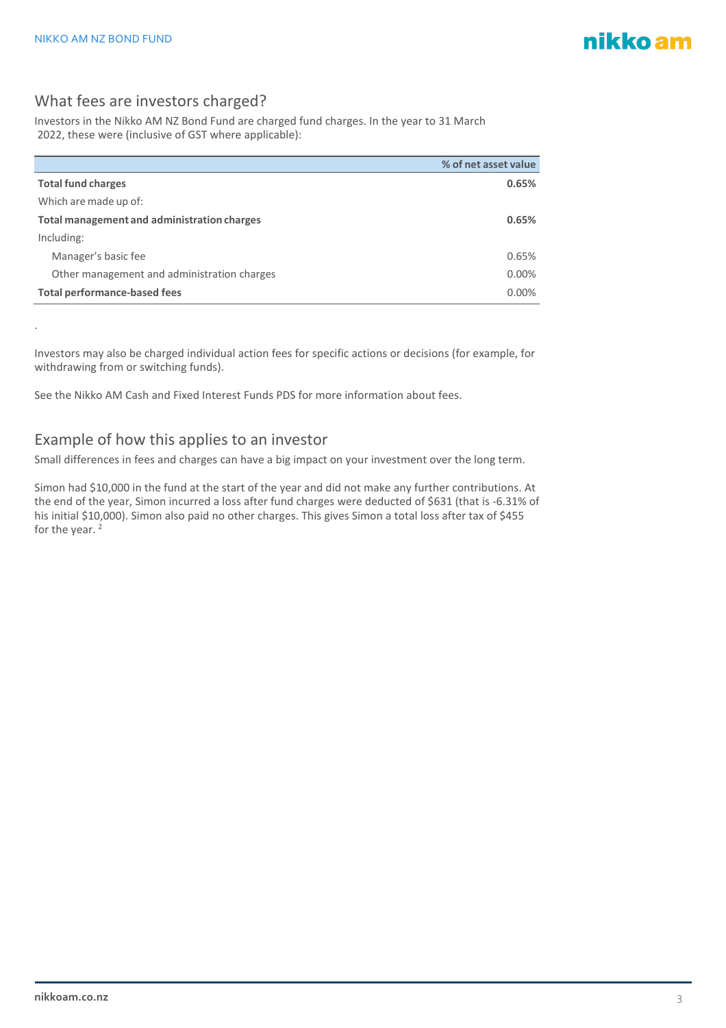## What fees are investors charged?

Investors in the Nikko AM NZ Bond Fund are charged fund charges. In the year to 31 March 2022, these were (inclusive of GST where applicable):

| | % of net asset value |
|---|---|
| **Total fund charges** | **0.65%** |
| Which are made up of: | |
| **Total management and administration charges** | **0.65%** |
| Including: | |
| Manager's basic fee | 0.65% |
| Other management and administration charges | 0.00% |
| **Total performance-based fees** | 0.00% |

.

Investors may also be charged individual action fees for specific actions or decisions (for example, for withdrawing from or switching funds).

See the Nikko AM Cash and Fixed Interest Funds PDS for more information about fees.

## Example of how this applies to an investor

Small differences in fees and charges can have a big impact on your investment over the long term.

Simon had $10,000 in the fund at the start of the year and did not make any further contributions. At the end of the year, Simon incurred a loss after fund charges were deducted of $631 (that is -6.31% of his initial $10,000). Simon also paid no other charges. This gives Simon a total loss after tax of $455 for the year. [2]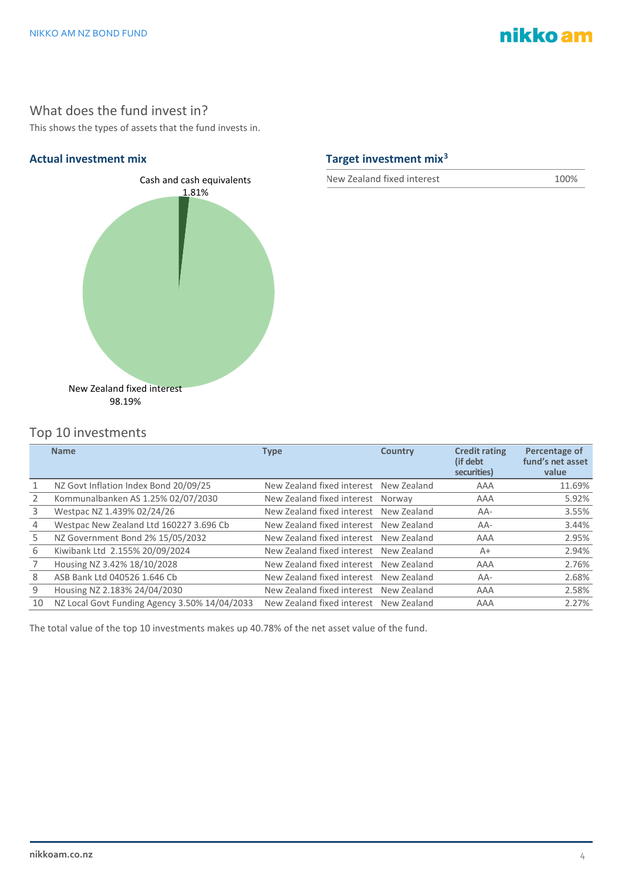## What does the fund invest in?

This shows the types of assets that the fund invests in.

### Actual investment mix

Cash and cash equivalents 1.81%

New Zealand fixed interest 98.19%

### Target investment mix[3]

| | |
|---|---|
| New Zealand fixed interest | 100% |

## Top 10 investments

| | Name | Type | Country | Credit rating (if debt securities) | Percentage of fund's net asset value |
|---|---|---|---|---|---|
| 1 | NZ Govt Inflation Index Bond 20/09/25 | New Zealand fixed interest | New Zealand | AAA | 11.69% |
| 2 | Kommunalbanken AS 1.25% 02/07/2030 | New Zealand fixed interest | Norway | AAA | 5.92% |
| 3 | Westpac NZ 1.439% 02/24/26 | New Zealand fixed interest | New Zealand | AA- | 3.55% |
| 4 | Westpac New Zealand Ltd 160227 3.696 Cb | New Zealand fixed interest | New Zealand | AA- | 3.44% |
| 5 | NZ Government Bond 2% 15/05/2032 | New Zealand fixed interest | New Zealand | AAA | 2.95% |
| 6 | Kiwibank Ltd 2.155% 20/09/2024 | New Zealand fixed interest | New Zealand | A+ | 2.94% |
| 7 | Housing NZ 3.42% 18/10/2028 | New Zealand fixed interest | New Zealand | AAA | 2.76% |
| 8 | ASB Bank Ltd 040526 1.646 Cb | New Zealand fixed interest | New Zealand | AA- | 2.68% |
| 9 | Housing NZ 2.183% 24/04/2030 | New Zealand fixed interest | New Zealand | AAA | 2.58% |
| 10 | NZ Local Govt Funding Agency 3.50% 14/04/2033 | New Zealand fixed interest | New Zealand | AAA | 2.27% |

The total value of the top 10 investments makes up 40.78% of the net asset value of the fund.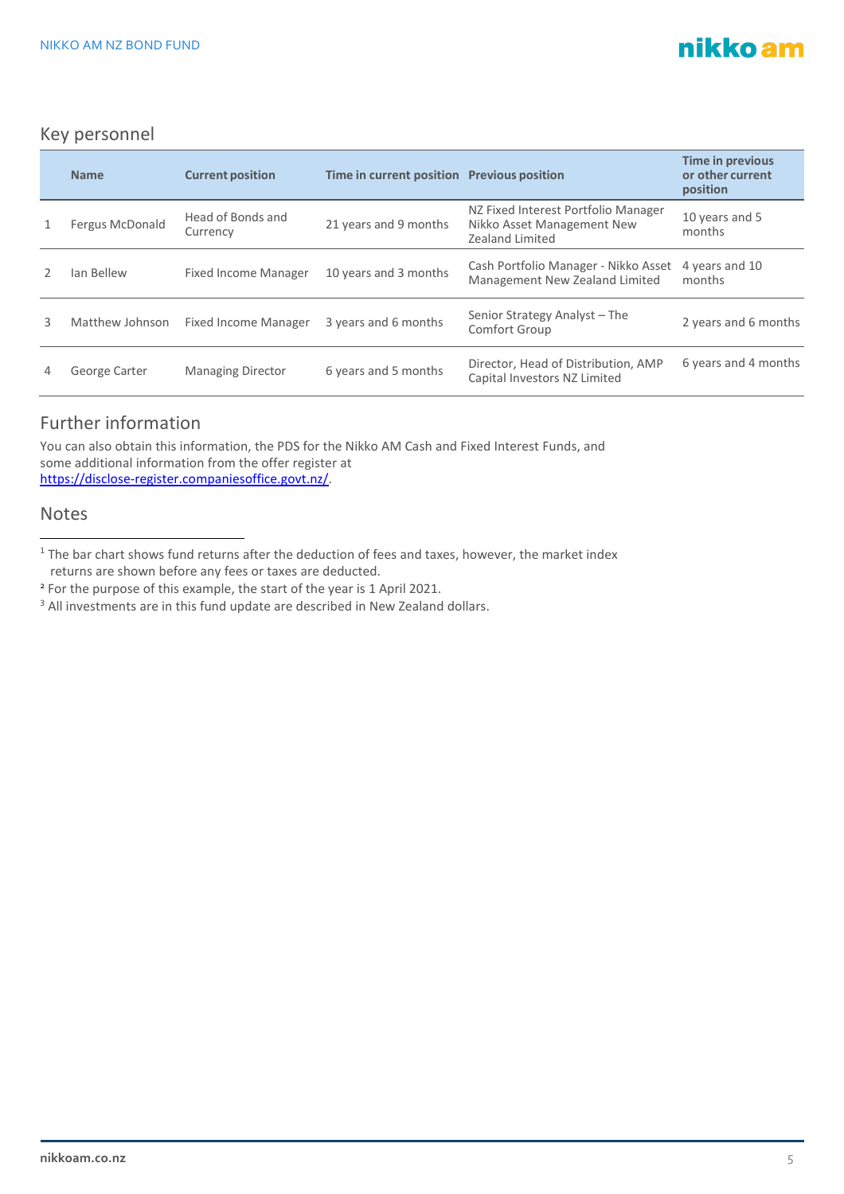## Key personnel

| | Name | Current position | Time in current position | Previous position | Time in previous or other current position |
|---|---|---|---|---|---|
| 1 | Fergus McDonald | Head of Bonds and Currency | 21 years and 9 months | NZ Fixed Interest Portfolio Manager Nikko Asset Management New Zealand Limited | 10 years and 5 months |
| 2 | Ian Bellew | Fixed Income Manager | 10 years and 3 months | Cash Portfolio Manager - Nikko Asset Management New Zealand Limited | 4 years and 10 months |
| 3 | Matthew Johnson | Fixed Income Manager | 3 years and 6 months | Senior Strategy Analyst – The Comfort Group | 2 years and 6 months |
| 4 | George Carter | Managing Director | 6 years and 5 months | Director, Head of Distribution, AMP Capital Investors NZ Limited | 6 years and 4 months |

## Further information

You can also obtain this information, the PDS for the Nikko AM Cash and Fixed Interest Funds, and some additional information from the offer register at https://disclose-register.companiesoffice.govt.nz/.

## Notes

[1] The bar chart shows fund returns after the deduction of fees and taxes, however, the market index returns are shown before any fees or taxes are deducted.

[2] For the purpose of this example, the start of the year is 1 April 2021.

[3] All investments are in this fund update are described in New Zealand dollars.